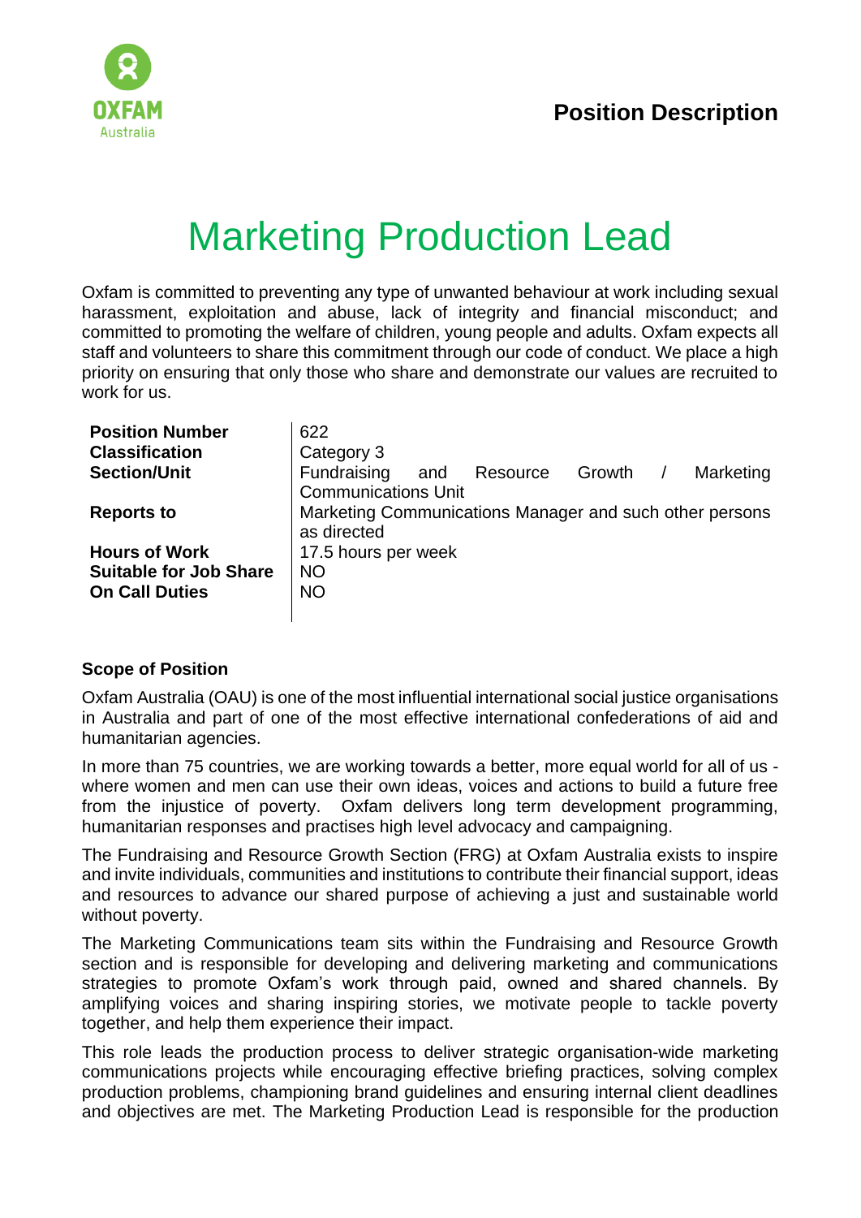**Position Description**

# Marketing Production Lead

Oxfam is committed to preventing any type of unwanted behaviour at work including sexual harassment, exploitation and abuse, lack of integrity and financial misconduct; and committed to promoting the welfare of children, young people and adults. Oxfam expects all staff and volunteers to share this commitment through our code of conduct. We place a high priority on ensuring that only those who share and demonstrate our values are recruited to work for us.

| | |
|---|---|
| **Position Number** | 622 |
| **Classification** | Category 3 |
| **Section/Unit** | Fundraising and Resource Growth / Marketing Communications Unit |
| **Reports to** | Marketing Communications Manager and such other persons as directed |
| **Hours of Work** | 17.5 hours per week |
| **Suitable for Job Share** | NO |
| **On Call Duties** | NO |

**Scope of Position**

Oxfam Australia (OAU) is one of the most influential international social justice organisations in Australia and part of one of the most effective international confederations of aid and humanitarian agencies.

In more than 75 countries, we are working towards a better, more equal world for all of us - where women and men can use their own ideas, voices and actions to build a future free from the injustice of poverty. Oxfam delivers long term development programming, humanitarian responses and practises high level advocacy and campaigning.

The Fundraising and Resource Growth Section (FRG) at Oxfam Australia exists to inspire and invite individuals, communities and institutions to contribute their financial support, ideas and resources to advance our shared purpose of achieving a just and sustainable world without poverty.

The Marketing Communications team sits within the Fundraising and Resource Growth section and is responsible for developing and delivering marketing and communications strategies to promote Oxfam's work through paid, owned and shared channels. By amplifying voices and sharing inspiring stories, we motivate people to tackle poverty together, and help them experience their impact.

This role leads the production process to deliver strategic organisation-wide marketing communications projects while encouraging effective briefing practices, solving complex production problems, championing brand guidelines and ensuring internal client deadlines and objectives are met. The Marketing Production Lead is responsible for the production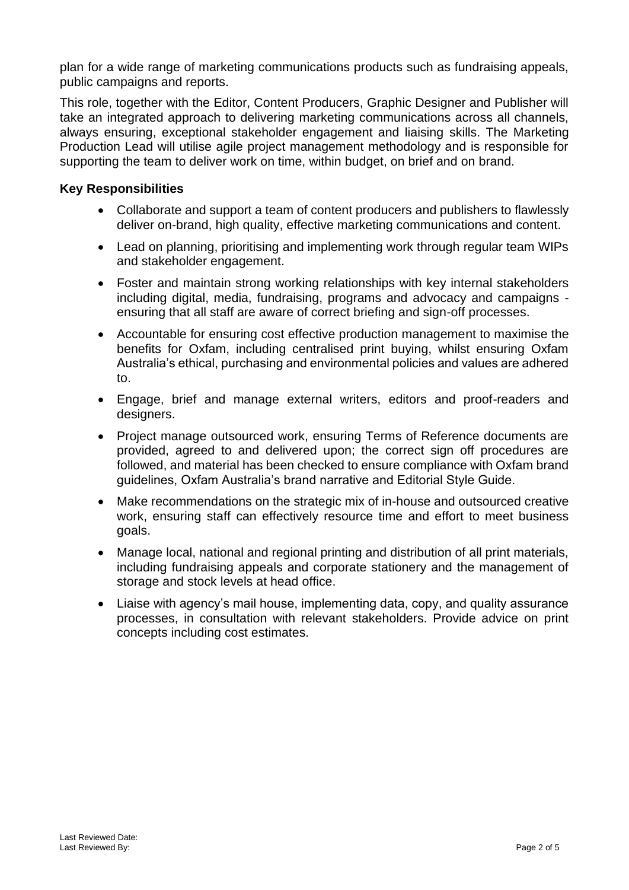plan for a wide range of marketing communications products such as fundraising appeals, public campaigns and reports.

This role, together with the Editor, Content Producers, Graphic Designer and Publisher will take an integrated approach to delivering marketing communications across all channels, always ensuring, exceptional stakeholder engagement and liaising skills. The Marketing Production Lead will utilise agile project management methodology and is responsible for supporting the team to deliver work on time, within budget, on brief and on brand.

**Key Responsibilities**

- Collaborate and support a team of content producers and publishers to flawlessly deliver on-brand, high quality, effective marketing communications and content.
- Lead on planning, prioritising and implementing work through regular team WIPs and stakeholder engagement.
- Foster and maintain strong working relationships with key internal stakeholders including digital, media, fundraising, programs and advocacy and campaigns - ensuring that all staff are aware of correct briefing and sign-off processes.
- Accountable for ensuring cost effective production management to maximise the benefits for Oxfam, including centralised print buying, whilst ensuring Oxfam Australia's ethical, purchasing and environmental policies and values are adhered to.
- Engage, brief and manage external writers, editors and proof-readers and designers.
- Project manage outsourced work, ensuring Terms of Reference documents are provided, agreed to and delivered upon; the correct sign off procedures are followed, and material has been checked to ensure compliance with Oxfam brand guidelines, Oxfam Australia's brand narrative and Editorial Style Guide.
- Make recommendations on the strategic mix of in-house and outsourced creative work, ensuring staff can effectively resource time and effort to meet business goals.
- Manage local, national and regional printing and distribution of all print materials, including fundraising appeals and corporate stationery and the management of storage and stock levels at head office.
- Liaise with agency's mail house, implementing data, copy, and quality assurance processes, in consultation with relevant stakeholders. Provide advice on print concepts including cost estimates.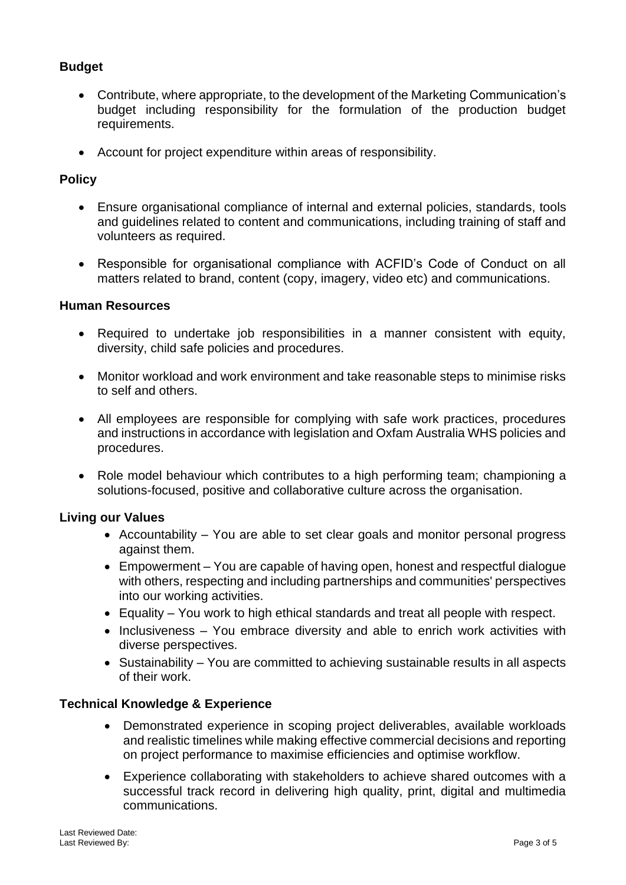## Budget

- Contribute, where appropriate, to the development of the Marketing Communication's budget including responsibility for the formulation of the production budget requirements.
- Account for project expenditure within areas of responsibility.

## Policy

- Ensure organisational compliance of internal and external policies, standards, tools and guidelines related to content and communications, including training of staff and volunteers as required.
- Responsible for organisational compliance with ACFID's Code of Conduct on all matters related to brand, content (copy, imagery, video etc) and communications.

## Human Resources

- Required to undertake job responsibilities in a manner consistent with equity, diversity, child safe policies and procedures.
- Monitor workload and work environment and take reasonable steps to minimise risks to self and others.
- All employees are responsible for complying with safe work practices, procedures and instructions in accordance with legislation and Oxfam Australia WHS policies and procedures.
- Role model behaviour which contributes to a high performing team; championing a solutions-focused, positive and collaborative culture across the organisation.

## Living our Values

- Accountability – You are able to set clear goals and monitor personal progress against them.
- Empowerment – You are capable of having open, honest and respectful dialogue with others, respecting and including partnerships and communities' perspectives into our working activities.
- Equality – You work to high ethical standards and treat all people with respect.
- Inclusiveness – You embrace diversity and able to enrich work activities with diverse perspectives.
- Sustainability – You are committed to achieving sustainable results in all aspects of their work.

## Technical Knowledge & Experience

- Demonstrated experience in scoping project deliverables, available workloads and realistic timelines while making effective commercial decisions and reporting on project performance to maximise efficiencies and optimise workflow.
- Experience collaborating with stakeholders to achieve shared outcomes with a successful track record in delivering high quality, print, digital and multimedia communications.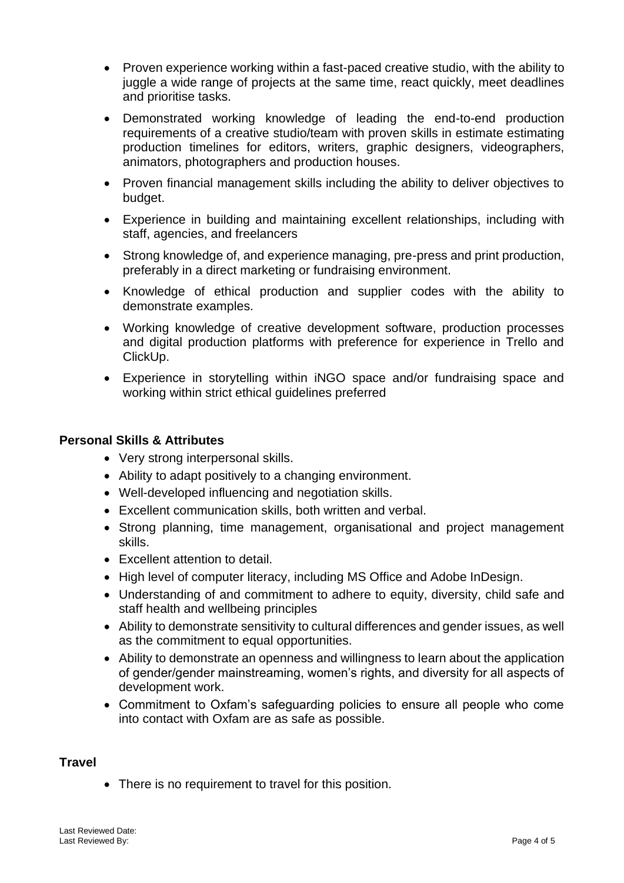- Proven experience working within a fast-paced creative studio, with the ability to juggle a wide range of projects at the same time, react quickly, meet deadlines and prioritise tasks.
- Demonstrated working knowledge of leading the end-to-end production requirements of a creative studio/team with proven skills in estimate estimating production timelines for editors, writers, graphic designers, videographers, animators, photographers and production houses.
- Proven financial management skills including the ability to deliver objectives to budget.
- Experience in building and maintaining excellent relationships, including with staff, agencies, and freelancers
- Strong knowledge of, and experience managing, pre-press and print production, preferably in a direct marketing or fundraising environment.
- Knowledge of ethical production and supplier codes with the ability to demonstrate examples.
- Working knowledge of creative development software, production processes and digital production platforms with preference for experience in Trello and ClickUp.
- Experience in storytelling within iNGO space and/or fundraising space and working within strict ethical guidelines preferred

### Personal Skills & Attributes

- Very strong interpersonal skills.
- Ability to adapt positively to a changing environment.
- Well-developed influencing and negotiation skills.
- Excellent communication skills, both written and verbal.
- Strong planning, time management, organisational and project management skills.
- Excellent attention to detail.
- High level of computer literacy, including MS Office and Adobe InDesign.
- Understanding of and commitment to adhere to equity, diversity, child safe and staff health and wellbeing principles
- Ability to demonstrate sensitivity to cultural differences and gender issues, as well as the commitment to equal opportunities.
- Ability to demonstrate an openness and willingness to learn about the application of gender/gender mainstreaming, women's rights, and diversity for all aspects of development work.
- Commitment to Oxfam's safeguarding policies to ensure all people who come into contact with Oxfam are as safe as possible.

### Travel

- There is no requirement to travel for this position.

Last Reviewed Date:
Last Reviewed By: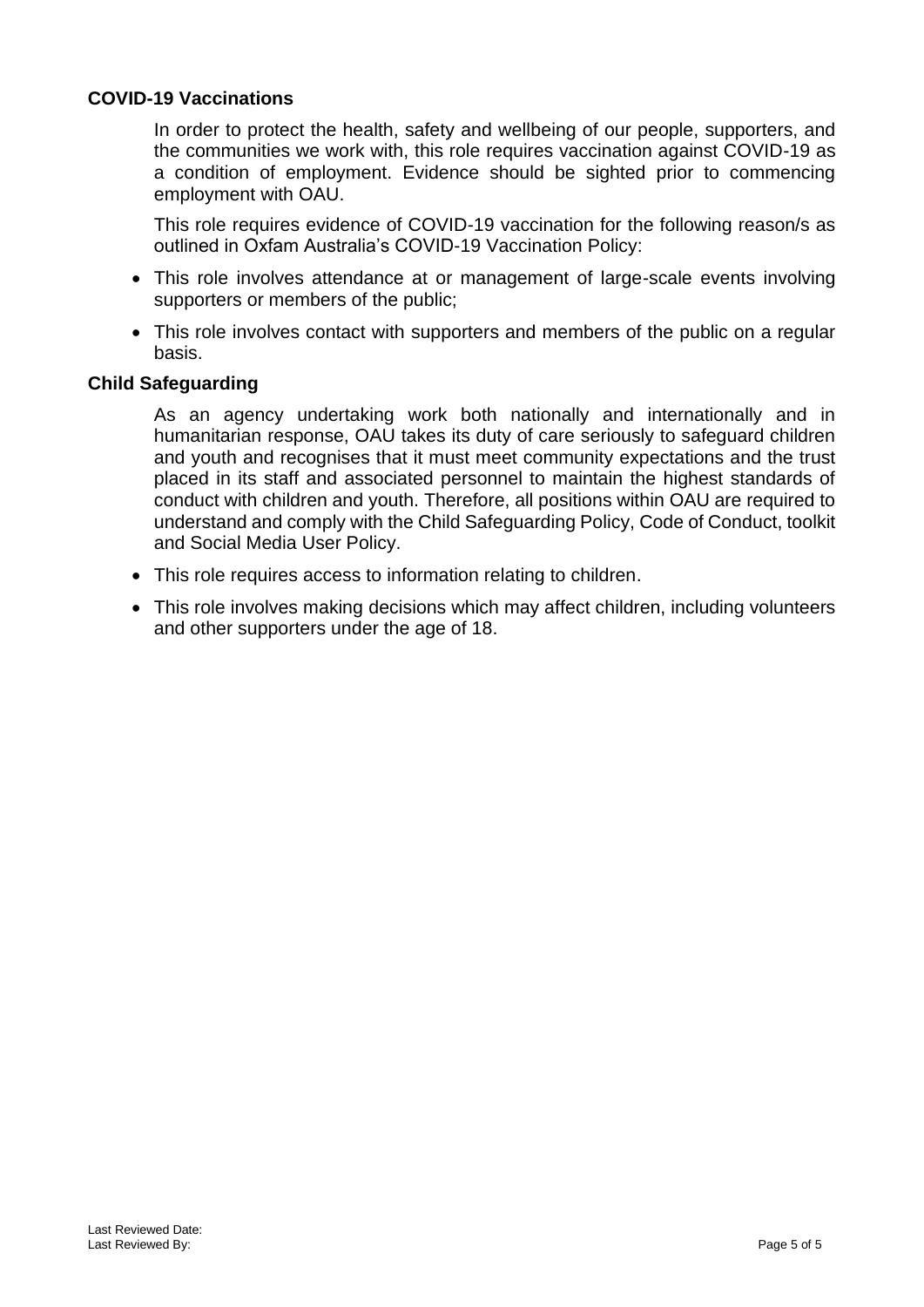**COVID-19 Vaccinations**

In order to protect the health, safety and wellbeing of our people, supporters, and the communities we work with, this role requires vaccination against COVID-19 as a condition of employment. Evidence should be sighted prior to commencing employment with OAU.

This role requires evidence of COVID-19 vaccination for the following reason/s as outlined in Oxfam Australia's COVID-19 Vaccination Policy:

- This role involves attendance at or management of large-scale events involving supporters or members of the public;
- This role involves contact with supporters and members of the public on a regular basis.

**Child Safeguarding**

As an agency undertaking work both nationally and internationally and in humanitarian response, OAU takes its duty of care seriously to safeguard children and youth and recognises that it must meet community expectations and the trust placed in its staff and associated personnel to maintain the highest standards of conduct with children and youth. Therefore, all positions within OAU are required to understand and comply with the Child Safeguarding Policy, Code of Conduct, toolkit and Social Media User Policy.

- This role requires access to information relating to children.
- This role involves making decisions which may affect children, including volunteers and other supporters under the age of 18.

Last Reviewed Date:
Last Reviewed By: